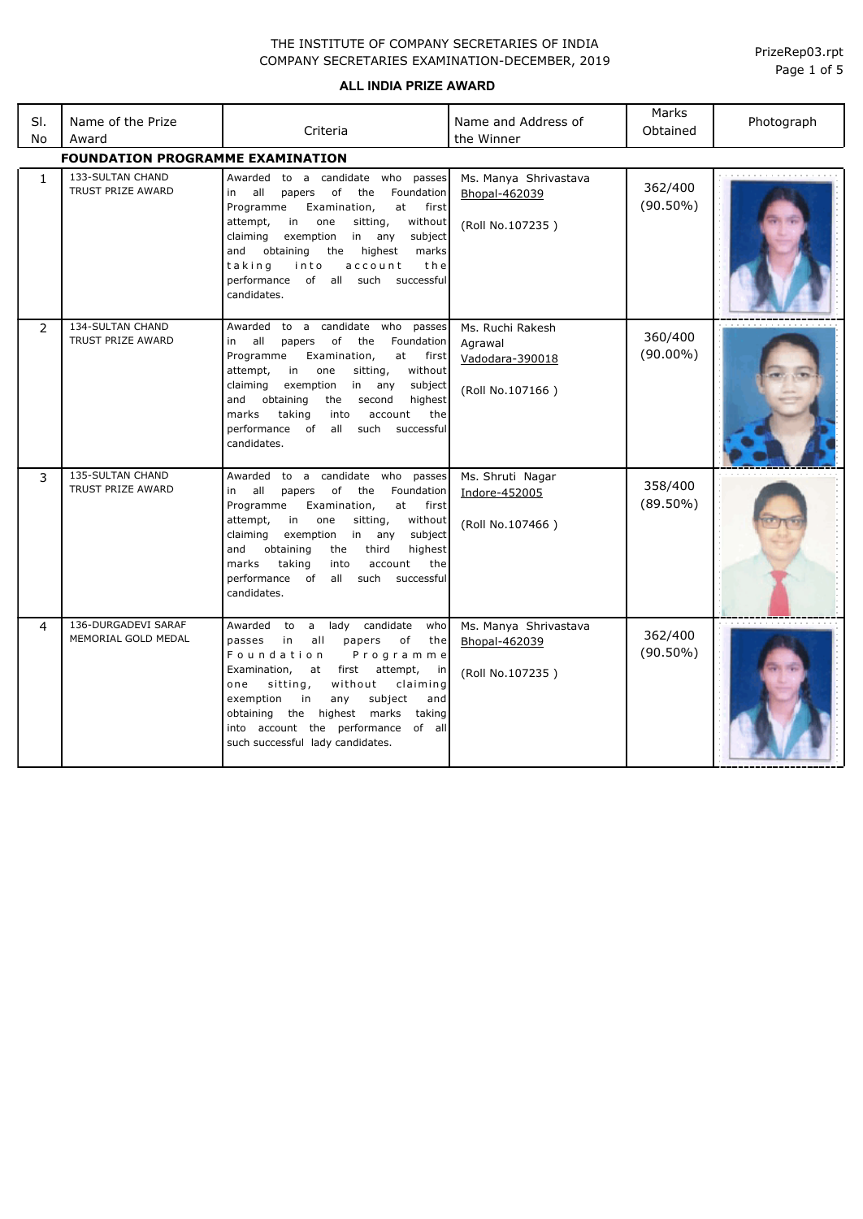# THE INSTITUTE OF COMPANY SECRETARIES OF INDIA
## COMPANY SECRETARIES EXAMINATION-DECEMBER, 2019

### ALL INDIA PRIZE AWARD

| Sl. No | Name of the Prize Award | Criteria | Name and Address of the Winner | Marks Obtained | Photograph |
|---|---|---|---|---|---|
| **FOUNDATION PROGRAMME EXAMINATION** | | | | | |
| 1 | 133-SULTAN CHAND TRUST PRIZE AWARD | Awarded to a candidate who passes in all papers of the Foundation Programme Examination, at first attempt, in one sitting, without claiming exemption in any subject and obtaining the highest marks taking into account the performance of all such successful candidates. | Ms. Manya Shrivastava Bhopal-462039 (Roll No.107235 ) | 362/400 (90.50%) | |
| 2 | 134-SULTAN CHAND TRUST PRIZE AWARD | Awarded to a candidate who passes in all papers of the Foundation Programme Examination, at first attempt, in one sitting, without claiming exemption in any subject and obtaining the second highest marks taking into account the performance of all such successful candidates. | Ms. Ruchi Rakesh Agrawal Vadodara-390018 (Roll No.107166 ) | 360/400 (90.00%) | |
| 3 | 135-SULTAN CHAND TRUST PRIZE AWARD | Awarded to a candidate who passes in all papers of the Foundation Programme Examination, at first attempt, in one sitting, without claiming exemption in any subject and obtaining the third highest marks taking into account the performance of all such successful candidates. | Ms. Shruti Nagar Indore-452005 (Roll No.107466 ) | 358/400 (89.50%) | |
| 4 | 136-DURGADEVI SARAF MEMORIAL GOLD MEDAL | Awarded to a lady candidate who passes in all papers of the Foundation Programme Examination, at first attempt, in one sitting, without claiming exemption in any subject and obtaining the highest marks taking into account the performance of all such successful lady candidates. | Ms. Manya Shrivastava Bhopal-462039 (Roll No.107235 ) | 362/400 (90.50%) | |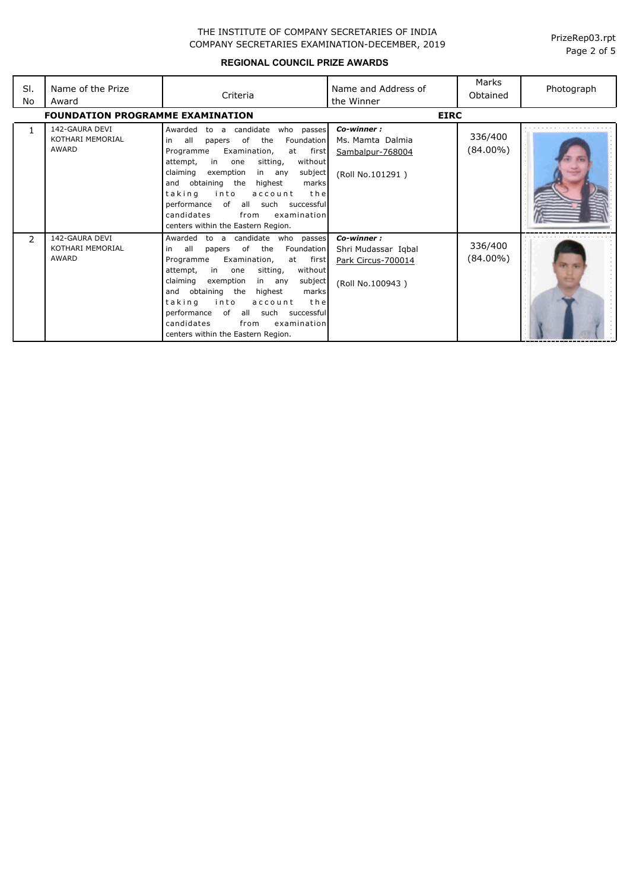THE INSTITUTE OF COMPANY SECRETARIES OF INDIA
COMPANY SECRETARIES EXAMINATION-DECEMBER, 2019

**REGIONAL COUNCIL PRIZE AWARDS**

| Sl. No | Name of the Prize Award | Criteria | Name and Address of the Winner | Marks Obtained | Photograph |
|---|---|---|---|---|---|
| **FOUNDATION PROGRAMME EXAMINATION** | | | **EIRC** | | |
| 1 | 142-GAURA DEVI KOTHARI MEMORIAL AWARD | Awarded to a candidate who passes in all papers of the Foundation Programme Examination, at first attempt, in one sitting, without claiming exemption in any subject and obtaining the highest marks taking into account the performance of all such successful candidates from examination centers within the Eastern Region. | ***Co-winner :*** Ms. Mamta Dalmia Sambalpur-768004 (Roll No.101291 ) | 336/400 (84.00%) | |
| 2 | 142-GAURA DEVI KOTHARI MEMORIAL AWARD | Awarded to a candidate who passes in all papers of the Foundation Programme Examination, at first attempt, in one sitting, without claiming exemption in any subject and obtaining the highest marks taking into account the performance of all such successful candidates from examination centers within the Eastern Region. | ***Co-winner :*** Shri Mudassar Iqbal Park Circus-700014 (Roll No.100943 ) | 336/400 (84.00%) | |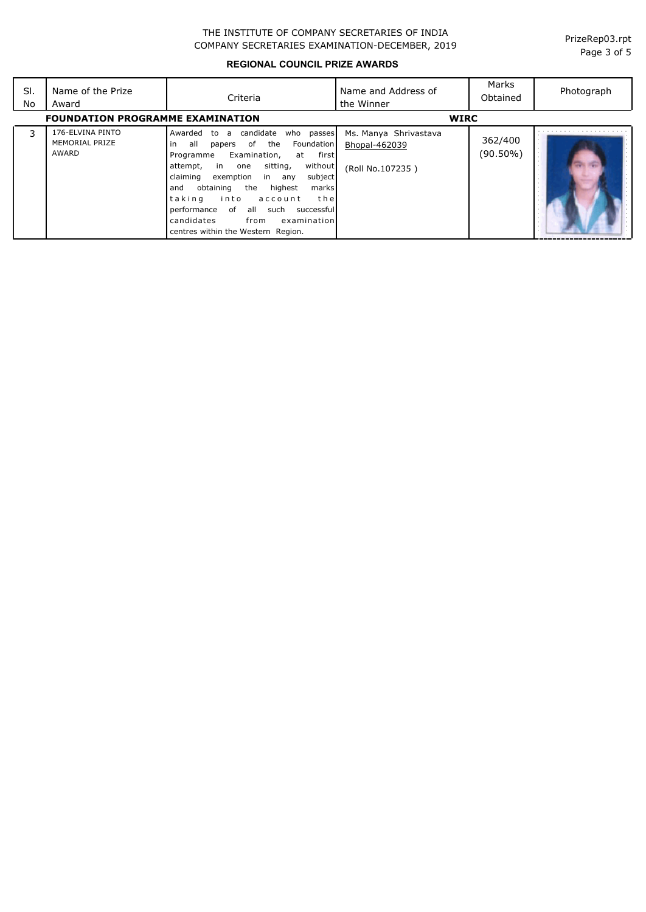THE INSTITUTE OF COMPANY SECRETARIES OF INDIA
COMPANY SECRETARIES EXAMINATION-DECEMBER, 2019

PrizeRep03.rpt

## REGIONAL COUNCIL PRIZE AWARDS

| Sl. No | Name of the Prize Award | Criteria | Name and Address of the Winner | Marks Obtained | Photograph |
|---|---|---|---|---|---|
| **FOUNDATION PROGRAMME EXAMINATION** | | | **WIRC** | | |
| 3 | 176-ELVINA PINTO MEMORIAL PRIZE AWARD | Awarded to a candidate who passes in all papers of the Foundation Programme Examination, at first attempt, in one sitting, without claiming exemption in any subject and obtaining the highest marks taking into account the performance of all such successful candidates from examination centres within the Western Region. | Ms. Manya Shrivastava<br>Bhopal-462039<br><br>(Roll No.107235 ) | 362/400 (90.50%) | |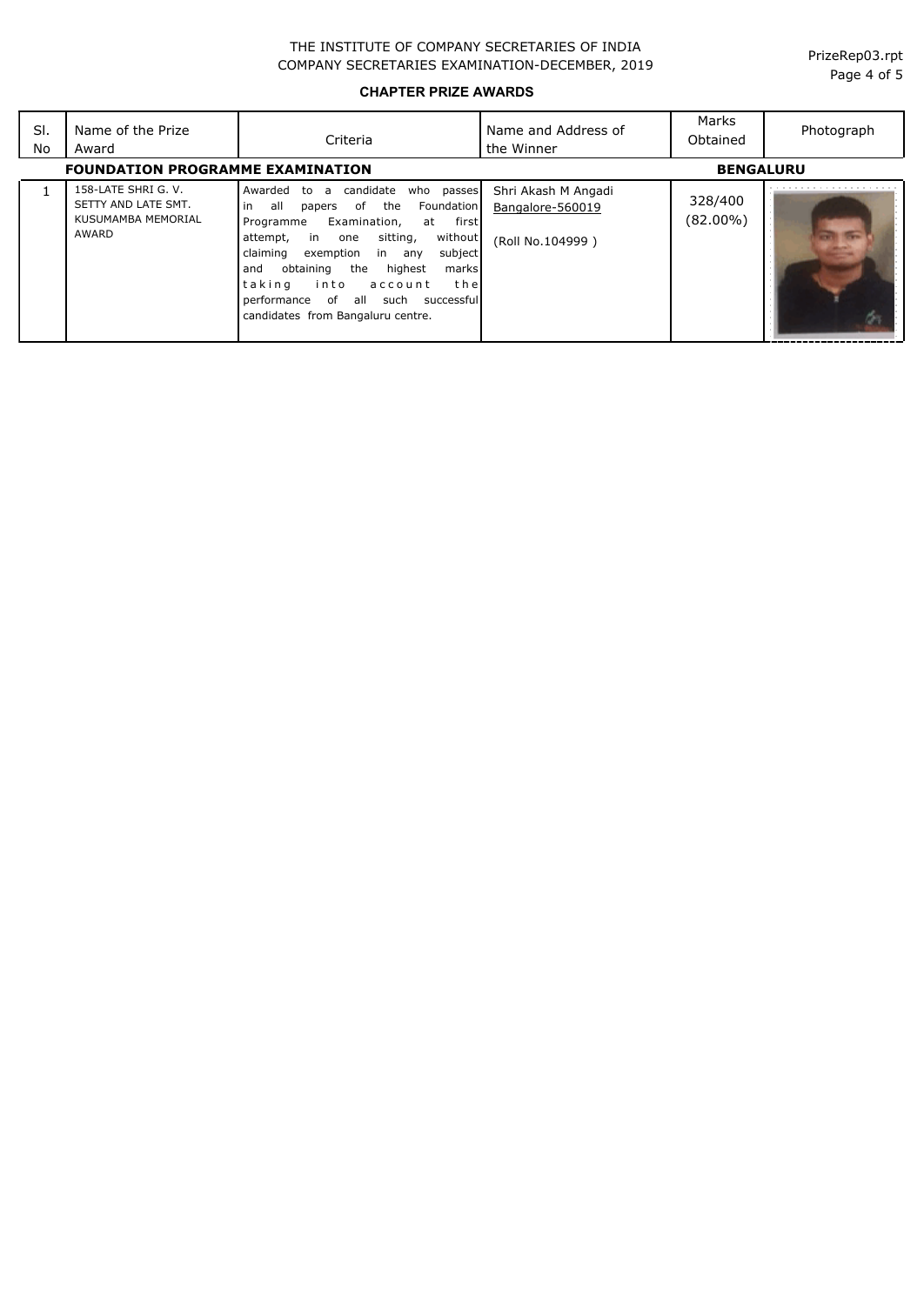THE INSTITUTE OF COMPANY SECRETARIES OF INDIA
COMPANY SECRETARIES EXAMINATION-DECEMBER, 2019

**CHAPTER PRIZE AWARDS**

| Sl. No | Name of the Prize Award | Criteria | Name and Address of the Winner | Marks Obtained | Photograph |
|---|---|---|---|---|---|
| **FOUNDATION PROGRAMME EXAMINATION** | | | | **BENGALURU** | |
| 1 | 158-LATE SHRI G. V. SETTY AND LATE SMT. KUSUMAMBA MEMORIAL AWARD | Awarded to a candidate who passes in all papers of the Foundation Programme Examination, at first attempt, in one sitting, without claiming exemption in any subject and obtaining the highest marks taking into account the performance of all such successful candidates from Bangaluru centre. | Shri Akash M Angadi<br>Bangalore-560019<br><br>(Roll No.104999 ) | 328/400<br>(82.00%) | |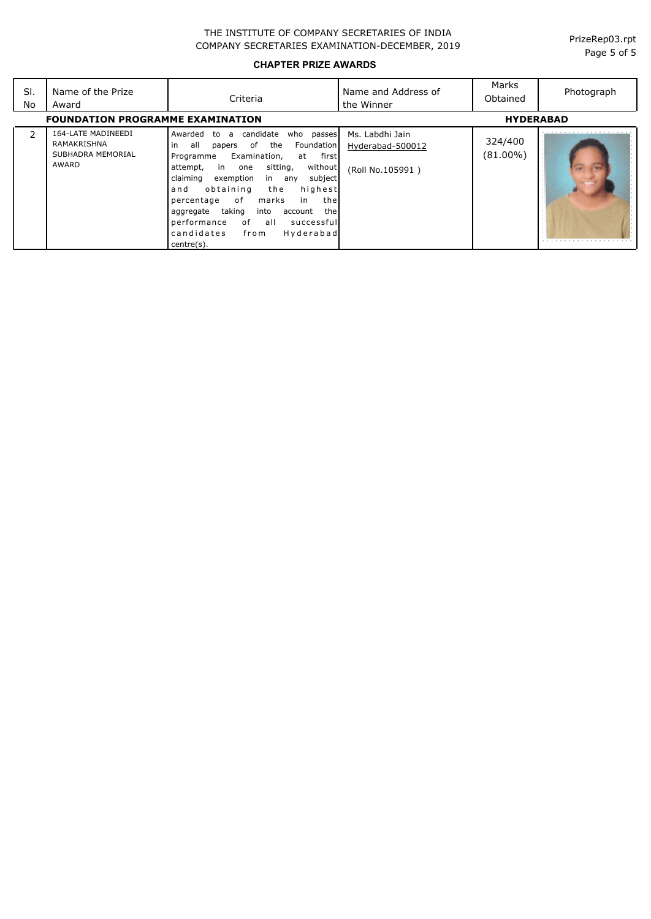THE INSTITUTE OF COMPANY SECRETARIES OF INDIA
COMPANY SECRETARIES EXAMINATION-DECEMBER, 2019

PrizeRep03.rpt

## CHAPTER PRIZE AWARDS

| Sl. No | Name of the Prize Award | Criteria | Name and Address of the Winner | Marks Obtained | Photograph |
|---|---|---|---|---|---|
| **FOUNDATION PROGRAMME EXAMINATION** | | | | **HYDERABAD** | |
| 2 | 164-LATE MADINEEDI RAMAKRISHNA SUBHADRA MEMORIAL AWARD | Awarded to a candidate who passes in all papers of the Foundation Programme Examination, at first attempt, in one sitting, without claiming exemption in any subject and obtaining the highest percentage of marks in the aggregate taking into account the performance of all successful candidates from Hyderabad centre(s). | Ms. Labdhi Jain<br>Hyderabad-500012<br>(Roll No.105991 ) | 324/400 (81.00%) | |